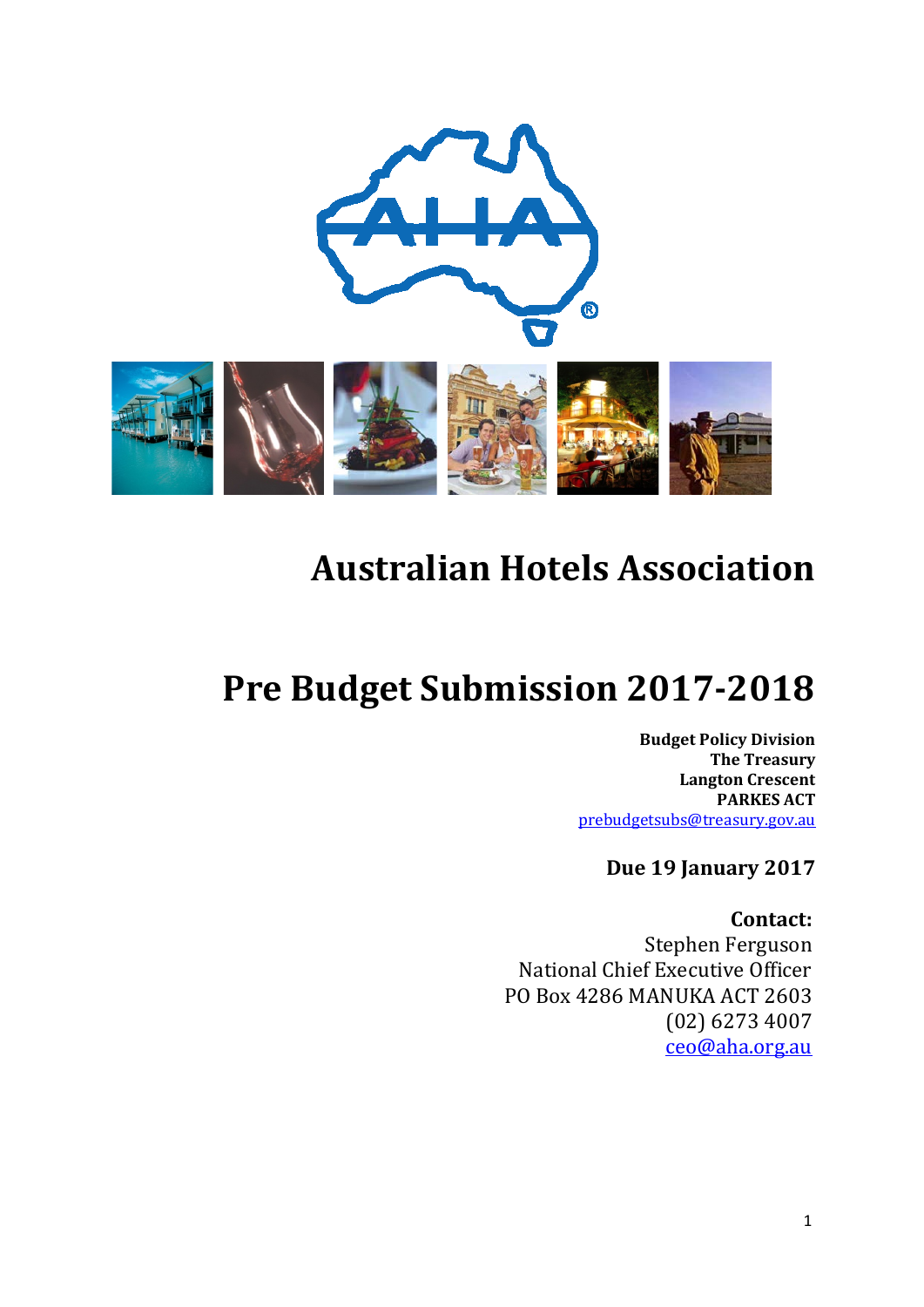# Australian Hotels Association

# Pre Budget Submission 2017-2018

**Budget Policy Division**
**The Treasury**
**Langton Crescent**
**PARKES ACT**
prebudgetsubs@treasury.gov.au

**Due 19 January 2017**

**Contact:**
Stephen Ferguson
National Chief Executive Officer
PO Box 4286 MANUKA ACT 2603
(02) 6273 4007
ceo@aha.org.au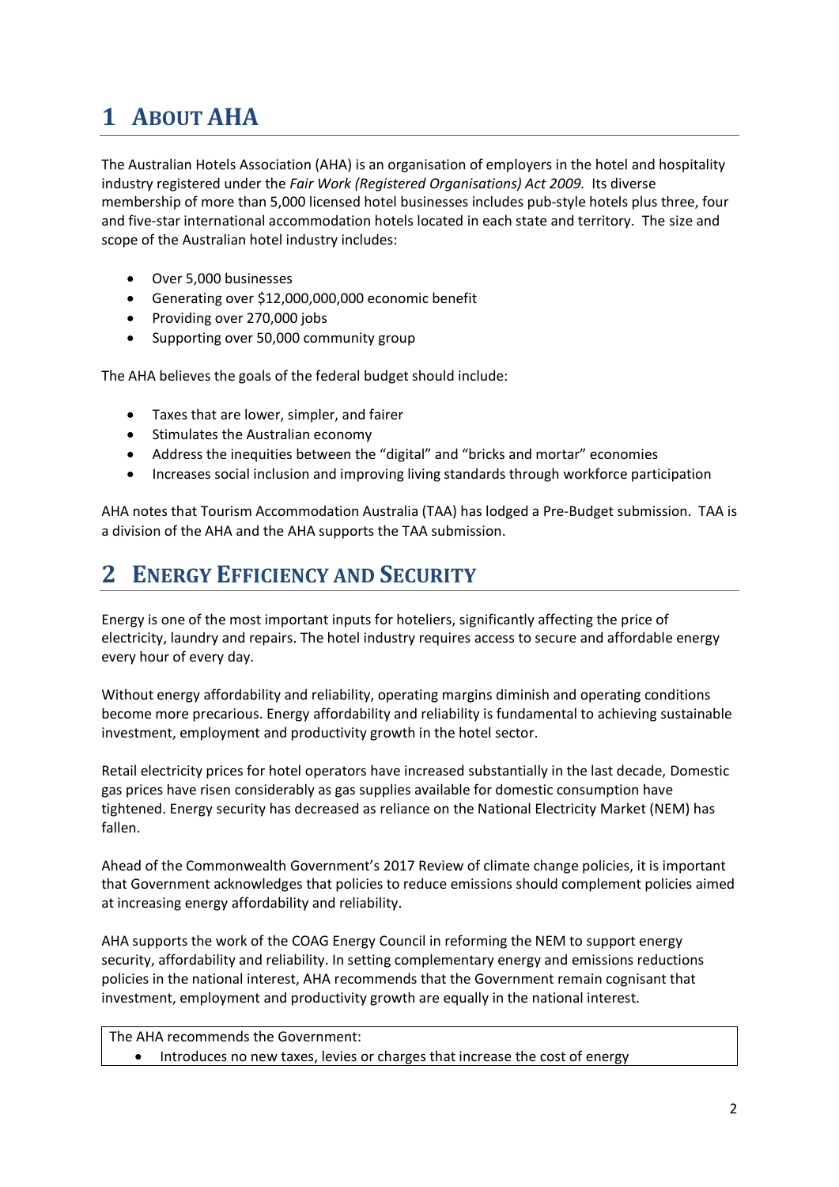# 1 About AHA

The Australian Hotels Association (AHA) is an organisation of employers in the hotel and hospitality industry registered under the *Fair Work (Registered Organisations) Act 2009.* Its diverse membership of more than 5,000 licensed hotel businesses includes pub-style hotels plus three, four and five-star international accommodation hotels located in each state and territory. The size and scope of the Australian hotel industry includes:

- Over 5,000 businesses
- Generating over $12,000,000,000 economic benefit
- Providing over 270,000 jobs
- Supporting over 50,000 community group

The AHA believes the goals of the federal budget should include:

- Taxes that are lower, simpler, and fairer
- Stimulates the Australian economy
- Address the inequities between the "digital" and "bricks and mortar" economies
- Increases social inclusion and improving living standards through workforce participation

AHA notes that Tourism Accommodation Australia (TAA) has lodged a Pre-Budget submission. TAA is a division of the AHA and the AHA supports the TAA submission.

# 2 Energy Efficiency and Security

Energy is one of the most important inputs for hoteliers, significantly affecting the price of electricity, laundry and repairs. The hotel industry requires access to secure and affordable energy every hour of every day.

Without energy affordability and reliability, operating margins diminish and operating conditions become more precarious. Energy affordability and reliability is fundamental to achieving sustainable investment, employment and productivity growth in the hotel sector.

Retail electricity prices for hotel operators have increased substantially in the last decade, Domestic gas prices have risen considerably as gas supplies available for domestic consumption have tightened. Energy security has decreased as reliance on the National Electricity Market (NEM) has fallen.

Ahead of the Commonwealth Government's 2017 Review of climate change policies, it is important that Government acknowledges that policies to reduce emissions should complement policies aimed at increasing energy affordability and reliability.

AHA supports the work of the COAG Energy Council in reforming the NEM to support energy security, affordability and reliability. In setting complementary energy and emissions reductions policies in the national interest, AHA recommends that the Government remain cognisant that investment, employment and productivity growth are equally in the national interest.

The AHA recommends the Government:

- Introduces no new taxes, levies or charges that increase the cost of energy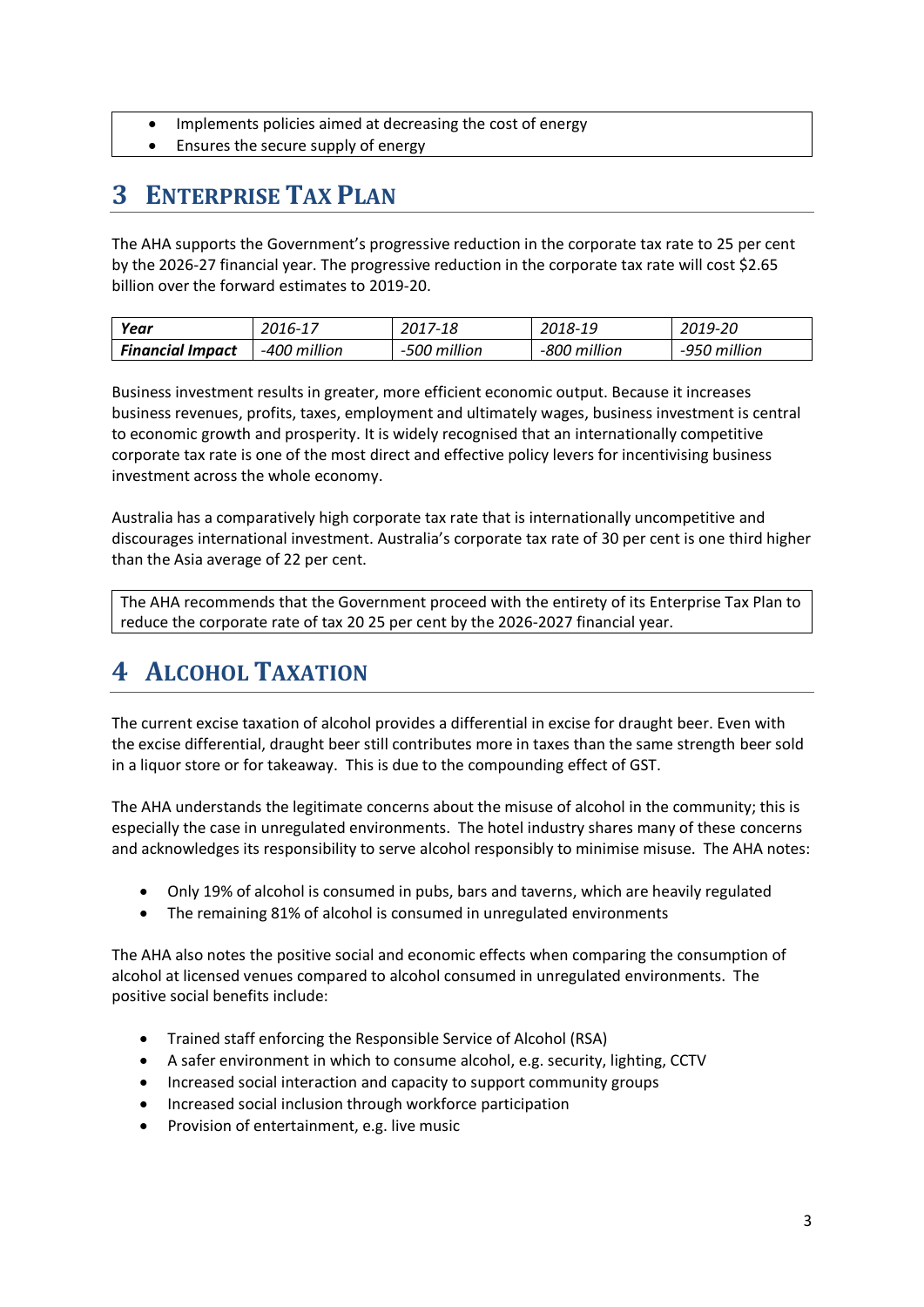- Implements policies aimed at decreasing the cost of energy
- Ensures the secure supply of energy

# 3 Enterprise Tax Plan

The AHA supports the Government's progressive reduction in the corporate tax rate to 25 per cent by the 2026-27 financial year. The progressive reduction in the corporate tax rate will cost $2.65 billion over the forward estimates to 2019-20.

| *Year* | *2016-17* | *2017-18* | *2018-19* | *2019-20* |
|---|---|---|---|---|
| ***Financial Impact*** | *-400 million* | *-500 million* | *-800 million* | *-950 million* |

Business investment results in greater, more efficient economic output. Because it increases business revenues, profits, taxes, employment and ultimately wages, business investment is central to economic growth and prosperity. It is widely recognised that an internationally competitive corporate tax rate is one of the most direct and effective policy levers for incentivising business investment across the whole economy.

Australia has a comparatively high corporate tax rate that is internationally uncompetitive and discourages international investment. Australia's corporate tax rate of 30 per cent is one third higher than the Asia average of 22 per cent.

The AHA recommends that the Government proceed with the entirety of its Enterprise Tax Plan to reduce the corporate rate of tax 20 25 per cent by the 2026-2027 financial year.

# 4 Alcohol Taxation

The current excise taxation of alcohol provides a differential in excise for draught beer. Even with the excise differential, draught beer still contributes more in taxes than the same strength beer sold in a liquor store or for takeaway. This is due to the compounding effect of GST.

The AHA understands the legitimate concerns about the misuse of alcohol in the community; this is especially the case in unregulated environments. The hotel industry shares many of these concerns and acknowledges its responsibility to serve alcohol responsibly to minimise misuse. The AHA notes:

- Only 19% of alcohol is consumed in pubs, bars and taverns, which are heavily regulated
- The remaining 81% of alcohol is consumed in unregulated environments

The AHA also notes the positive social and economic effects when comparing the consumption of alcohol at licensed venues compared to alcohol consumed in unregulated environments. The positive social benefits include:

- Trained staff enforcing the Responsible Service of Alcohol (RSA)
- A safer environment in which to consume alcohol, e.g. security, lighting, CCTV
- Increased social interaction and capacity to support community groups
- Increased social inclusion through workforce participation
- Provision of entertainment, e.g. live music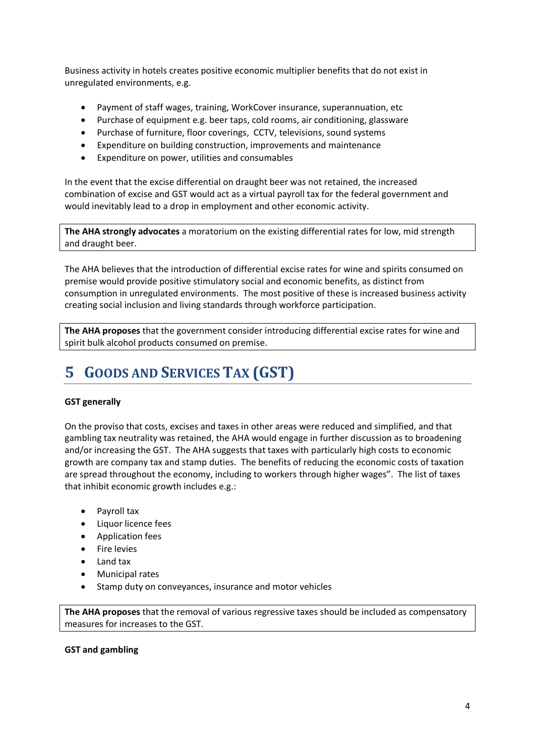Business activity in hotels creates positive economic multiplier benefits that do not exist in unregulated environments, e.g.

- Payment of staff wages, training, WorkCover insurance, superannuation, etc
- Purchase of equipment e.g. beer taps, cold rooms, air conditioning, glassware
- Purchase of furniture, floor coverings, CCTV, televisions, sound systems
- Expenditure on building construction, improvements and maintenance
- Expenditure on power, utilities and consumables

In the event that the excise differential on draught beer was not retained, the increased combination of excise and GST would act as a virtual payroll tax for the federal government and would inevitably lead to a drop in employment and other economic activity.

**The AHA strongly advocates** a moratorium on the existing differential rates for low, mid strength and draught beer.

The AHA believes that the introduction of differential excise rates for wine and spirits consumed on premise would provide positive stimulatory social and economic benefits, as distinct from consumption in unregulated environments. The most positive of these is increased business activity creating social inclusion and living standards through workforce participation.

**The AHA proposes** that the government consider introducing differential excise rates for wine and spirit bulk alcohol products consumed on premise.

# 5 Goods and Services Tax (GST)

**GST generally**

On the proviso that costs, excises and taxes in other areas were reduced and simplified, and that gambling tax neutrality was retained, the AHA would engage in further discussion as to broadening and/or increasing the GST. The AHA suggests that taxes with particularly high costs to economic growth are company tax and stamp duties. The benefits of reducing the economic costs of taxation are spread throughout the economy, including to workers through higher wages". The list of taxes that inhibit economic growth includes e.g.:

- Payroll tax
- Liquor licence fees
- Application fees
- Fire levies
- Land tax
- Municipal rates
- Stamp duty on conveyances, insurance and motor vehicles

**The AHA proposes** that the removal of various regressive taxes should be included as compensatory measures for increases to the GST.

**GST and gambling**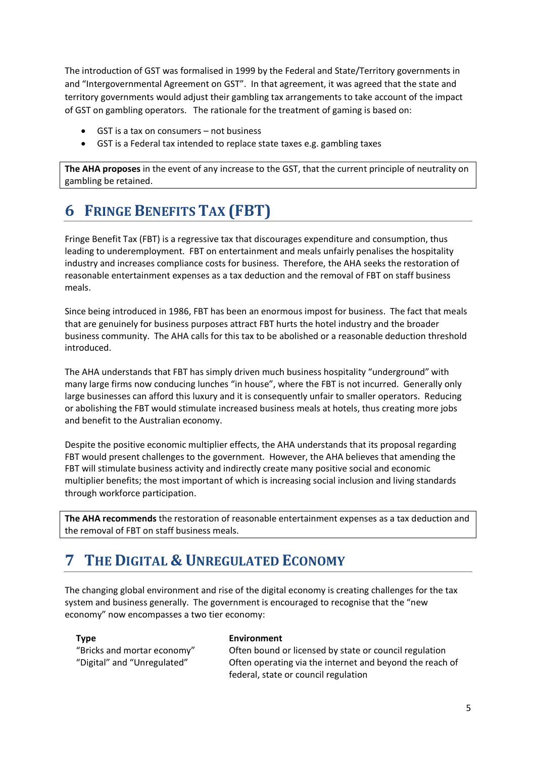The introduction of GST was formalised in 1999 by the Federal and State/Territory governments in and "Intergovernmental Agreement on GST". In that agreement, it was agreed that the state and territory governments would adjust their gambling tax arrangements to take account of the impact of GST on gambling operators. The rationale for the treatment of gaming is based on:

- GST is a tax on consumers – not business
- GST is a Federal tax intended to replace state taxes e.g. gambling taxes

**The AHA proposes** in the event of any increase to the GST, that the current principle of neutrality on gambling be retained.

# 6 Fringe Benefits Tax (FBT)

Fringe Benefit Tax (FBT) is a regressive tax that discourages expenditure and consumption, thus leading to underemployment. FBT on entertainment and meals unfairly penalises the hospitality industry and increases compliance costs for business. Therefore, the AHA seeks the restoration of reasonable entertainment expenses as a tax deduction and the removal of FBT on staff business meals.

Since being introduced in 1986, FBT has been an enormous impost for business. The fact that meals that are genuinely for business purposes attract FBT hurts the hotel industry and the broader business community. The AHA calls for this tax to be abolished or a reasonable deduction threshold introduced.

The AHA understands that FBT has simply driven much business hospitality "underground" with many large firms now conducing lunches "in house", where the FBT is not incurred. Generally only large businesses can afford this luxury and it is consequently unfair to smaller operators. Reducing or abolishing the FBT would stimulate increased business meals at hotels, thus creating more jobs and benefit to the Australian economy.

Despite the positive economic multiplier effects, the AHA understands that its proposal regarding FBT would present challenges to the government. However, the AHA believes that amending the FBT will stimulate business activity and indirectly create many positive social and economic multiplier benefits; the most important of which is increasing social inclusion and living standards through workforce participation.

**The AHA recommends** the restoration of reasonable entertainment expenses as a tax deduction and the removal of FBT on staff business meals.

# 7 The Digital & Unregulated Economy

The changing global environment and rise of the digital economy is creating challenges for the tax system and business generally. The government is encouraged to recognise that the "new economy" now encompasses a two tier economy:

| Type | Environment |
|---|---|
| "Bricks and mortar economy" | Often bound or licensed by state or council regulation |
| "Digital" and "Unregulated" | Often operating via the internet and beyond the reach of federal, state or council regulation |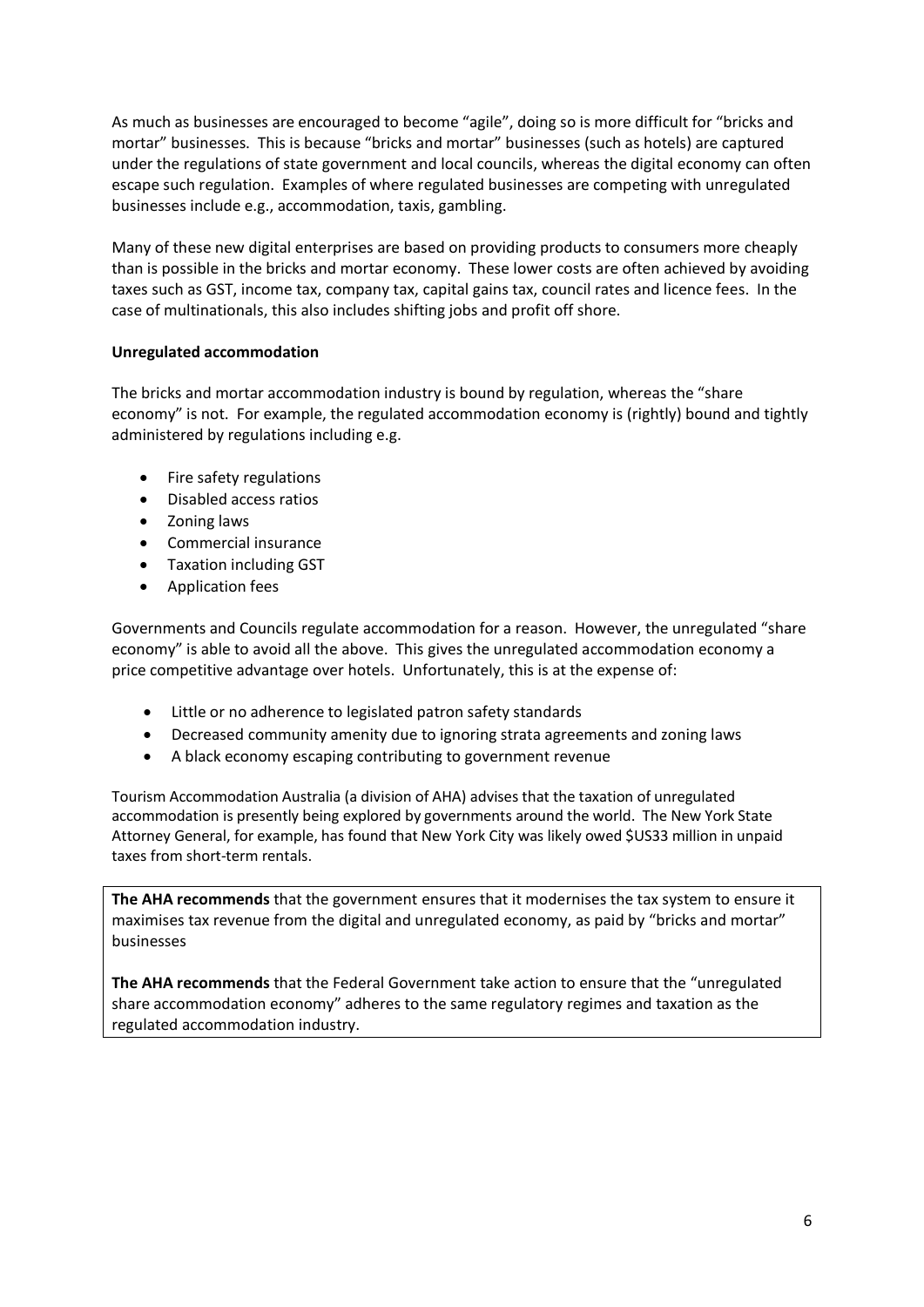As much as businesses are encouraged to become "agile", doing so is more difficult for "bricks and mortar" businesses. This is because "bricks and mortar" businesses (such as hotels) are captured under the regulations of state government and local councils, whereas the digital economy can often escape such regulation. Examples of where regulated businesses are competing with unregulated businesses include e.g., accommodation, taxis, gambling.

Many of these new digital enterprises are based on providing products to consumers more cheaply than is possible in the bricks and mortar economy. These lower costs are often achieved by avoiding taxes such as GST, income tax, company tax, capital gains tax, council rates and licence fees. In the case of multinationals, this also includes shifting jobs and profit off shore.

**Unregulated accommodation**

The bricks and mortar accommodation industry is bound by regulation, whereas the "share economy" is not. For example, the regulated accommodation economy is (rightly) bound and tightly administered by regulations including e.g.

- Fire safety regulations
- Disabled access ratios
- Zoning laws
- Commercial insurance
- Taxation including GST
- Application fees

Governments and Councils regulate accommodation for a reason. However, the unregulated "share economy" is able to avoid all the above. This gives the unregulated accommodation economy a price competitive advantage over hotels. Unfortunately, this is at the expense of:

- Little or no adherence to legislated patron safety standards
- Decreased community amenity due to ignoring strata agreements and zoning laws
- A black economy escaping contributing to government revenue

Tourism Accommodation Australia (a division of AHA) advises that the taxation of unregulated accommodation is presently being explored by governments around the world. The New York State Attorney General, for example, has found that New York City was likely owed $US33 million in unpaid taxes from short-term rentals.

**The AHA recommends** that the government ensures that it modernises the tax system to ensure it maximises tax revenue from the digital and unregulated economy, as paid by "bricks and mortar" businesses

**The AHA recommends** that the Federal Government take action to ensure that the "unregulated share accommodation economy" adheres to the same regulatory regimes and taxation as the regulated accommodation industry.